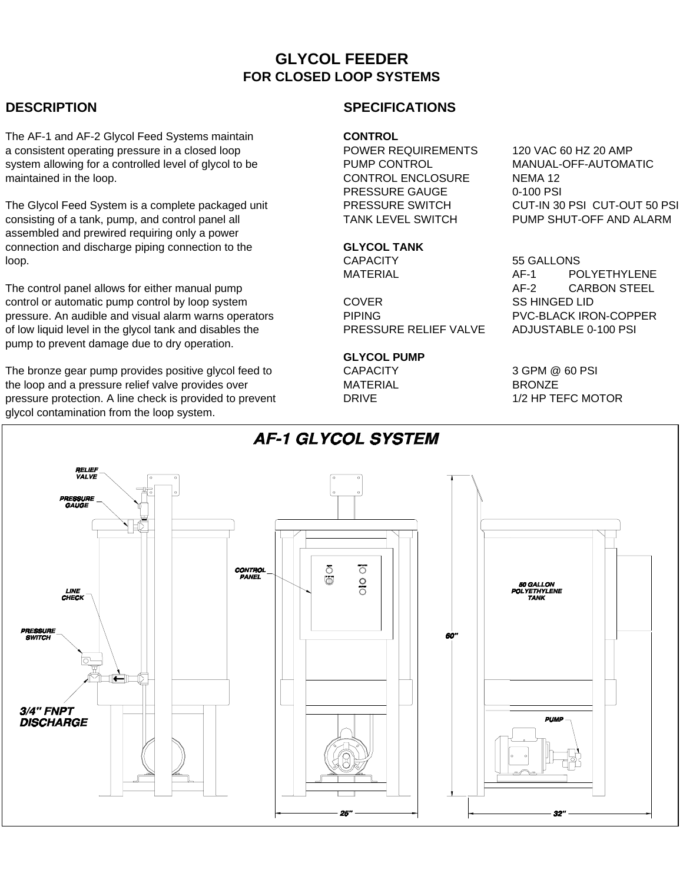# GLYCOL FEEDER
## FOR CLOSED LOOP SYSTEMS

## DESCRIPTION

The AF-1 and AF-2 Glycol Feed Systems maintain a consistent operating pressure in a closed loop system allowing for a controlled level of glycol to be maintained in the loop.

The Glycol Feed System is a complete packaged unit consisting of a tank, pump, and control panel all assembled and prewired requiring only a power connection and discharge piping connection to the loop.

The control panel allows for either manual pump control or automatic pump control by loop system pressure. An audible and visual alarm warns operators of low liquid level in the glycol tank and disables the pump to prevent damage due to dry operation.

The bronze gear pump provides positive glycol feed to the loop and a pressure relief valve provides over pressure protection. A line check is provided to prevent glycol contamination from the loop system.

## SPECIFICATIONS

**CONTROL**

| | |
|---|---|
| POWER REQUIREMENTS | 120 VAC 60 HZ 20 AMP |
| PUMP CONTROL | MANUAL-OFF-AUTOMATIC |
| CONTROL ENCLOSURE | NEMA 12 |
| PRESSURE GAUGE | 0-100 PSI |
| PRESSURE SWITCH | CUT-IN 30 PSI CUT-OUT 50 PSI |
| TANK LEVEL SWITCH | PUMP SHUT-OFF AND ALARM |

**GLYCOL TANK**

| | |
|---|---|
| CAPACITY | 55 GALLONS |
| MATERIAL | AF-1 POLYETHYLENE |
| | AF-2 CARBON STEEL |
| COVER | SS HINGED LID |
| PIPING | PVC-BLACK IRON-COPPER |
| PRESSURE RELIEF VALVE | ADJUSTABLE 0-100 PSI |

**GLYCOL PUMP**

| | |
|---|---|
| CAPACITY | 3 GPM @ 60 PSI |
| MATERIAL | BRONZE |
| DRIVE | 1/2 HP TEFC MOTOR |

## AF-1 GLYCOL SYSTEM

RELIEF VALVE
PRESSURE GAUGE
LINE CHECK
PRESSURE SWITCH
3/4" FNPT DISCHARGE
CONTROL PANEL
50 GALLON POLYETHYLENE TANK
PUMP
60"
25"
32"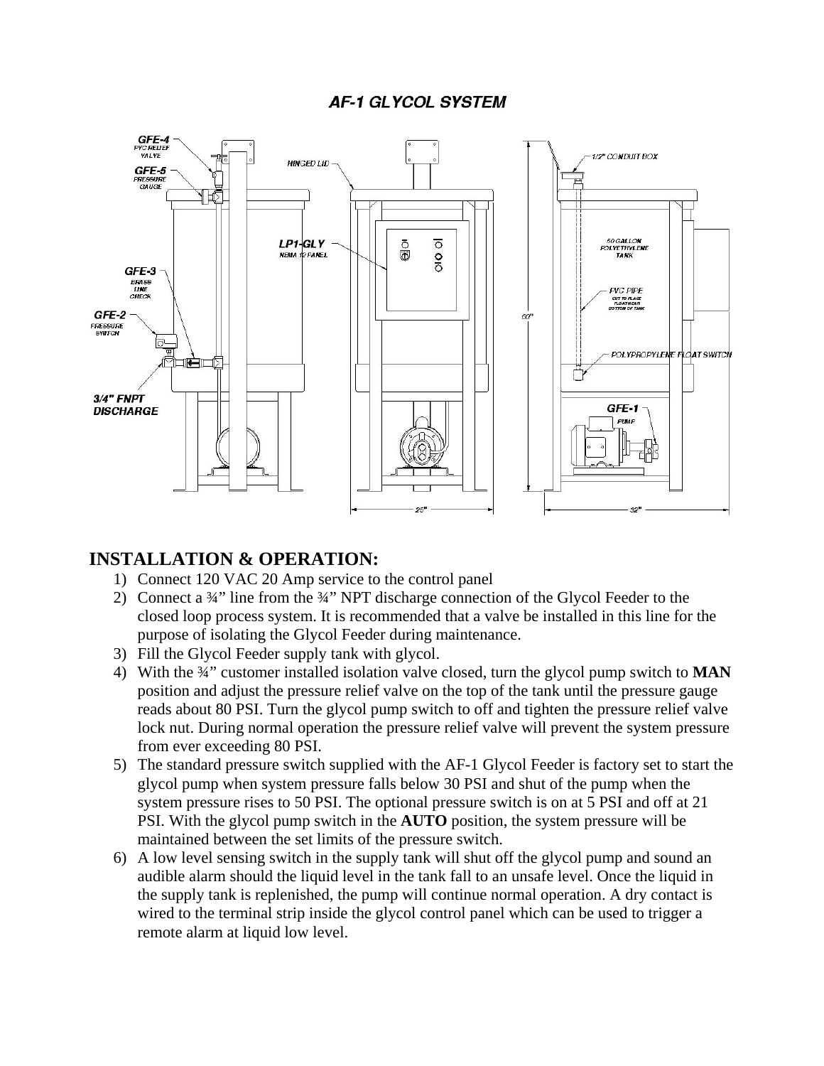## AF-1 GLYCOL SYSTEM

GFE-4 PVC RELIEF VALVE

GFE-5 PRESSURE GAUGE

GFE-3 BRASS LINE CHECK

GFE-2 PRESSURE SWITCH

3/4" FNPT DISCHARGE

HINGED LID

LP1-GLY NEMA 12 PANEL

1/2" CONDUIT BOX

50 GALLON POLYETHYLENE TANK

PVC PIPE CUT TO PLACE FLOAT NEAR BOTTOM OF TANK

POLYPROPYLENE FLOAT SWITCH

GFE-1 PUMP

60"

25"

32"

# INSTALLATION & OPERATION:

1) Connect 120 VAC 20 Amp service to the control panel
2) Connect a ¾" line from the ¾" NPT discharge connection of the Glycol Feeder to the closed loop process system. It is recommended that a valve be installed in this line for the purpose of isolating the Glycol Feeder during maintenance.
3) Fill the Glycol Feeder supply tank with glycol.
4) With the ¾" customer installed isolation valve closed, turn the glycol pump switch to **MAN** position and adjust the pressure relief valve on the top of the tank until the pressure gauge reads about 80 PSI. Turn the glycol pump switch to off and tighten the pressure relief valve lock nut. During normal operation the pressure relief valve will prevent the system pressure from ever exceeding 80 PSI.
5) The standard pressure switch supplied with the AF-1 Glycol Feeder is factory set to start the glycol pump when system pressure falls below 30 PSI and shut of the pump when the system pressure rises to 50 PSI. The optional pressure switch is on at 5 PSI and off at 21 PSI. With the glycol pump switch in the **AUTO** position, the system pressure will be maintained between the set limits of the pressure switch.
6) A low level sensing switch in the supply tank will shut off the glycol pump and sound an audible alarm should the liquid level in the tank fall to an unsafe level. Once the liquid in the supply tank is replenished, the pump will continue normal operation. A dry contact is wired to the terminal strip inside the glycol control panel which can be used to trigger a remote alarm at liquid low level.